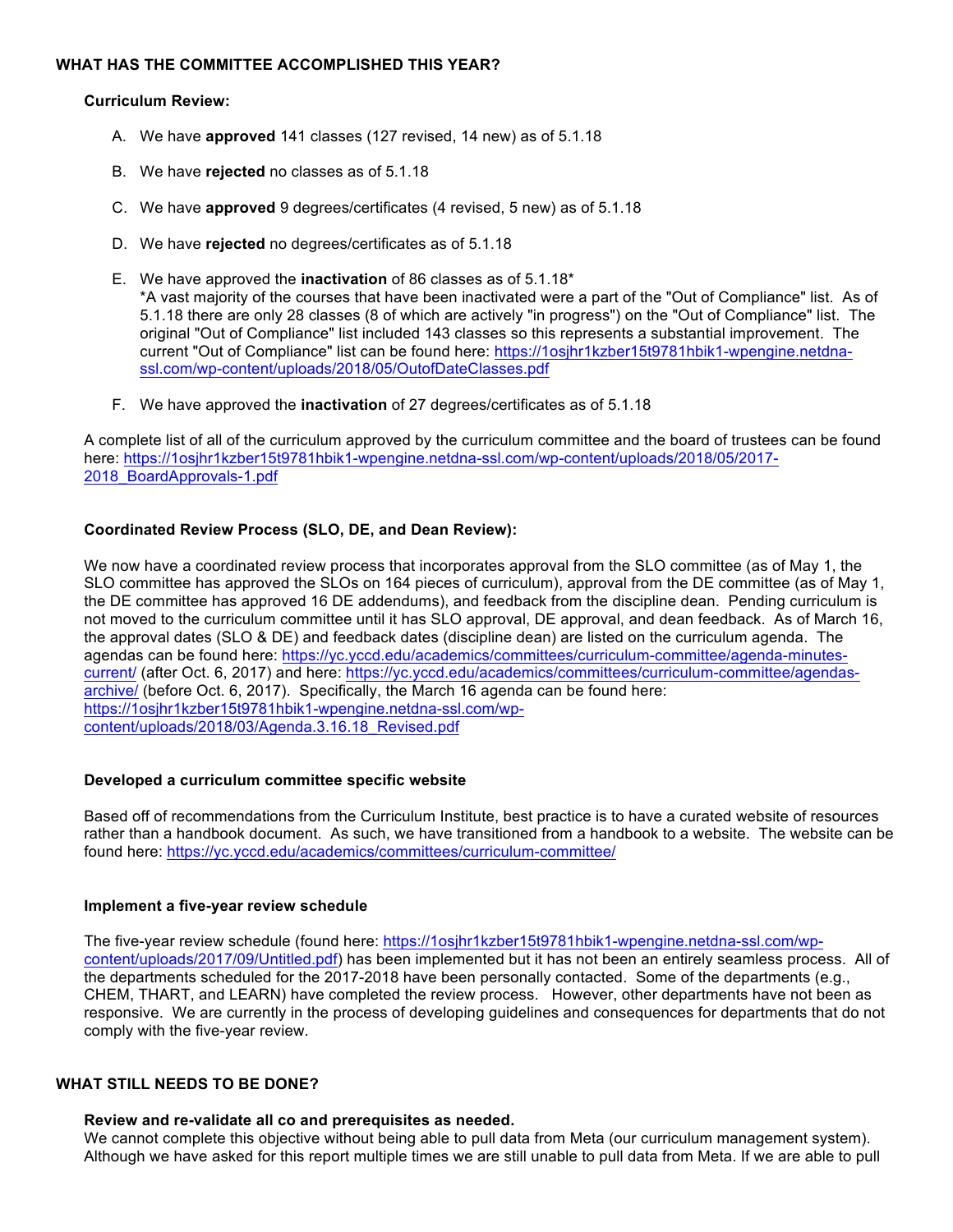## WHAT HAS THE COMMITTEE ACCOMPLISHED THIS YEAR?

### Curriculum Review:

A. We have **approved** 141 classes (127 revised, 14 new) as of 5.1.18

B. We have **rejected** no classes as of 5.1.18

C. We have **approved** 9 degrees/certificates (4 revised, 5 new) as of 5.1.18

D. We have **rejected** no degrees/certificates as of 5.1.18

E. We have approved the **inactivation** of 86 classes as of 5.1.18*
*A vast majority of the courses that have been inactivated were a part of the "Out of Compliance" list. As of 5.1.18 there are only 28 classes (8 of which are actively "in progress") on the "Out of Compliance" list. The original "Out of Compliance" list included 143 classes so this represents a substantial improvement. The current "Out of Compliance" list can be found here: https://1osjhr1kzber15t9781hbik1-wpengine.netdna-ssl.com/wp-content/uploads/2018/05/OutofDateClasses.pdf

F. We have approved the **inactivation** of 27 degrees/certificates as of 5.1.18

A complete list of all of the curriculum approved by the curriculum committee and the board of trustees can be found here: https://1osjhr1kzber15t9781hbik1-wpengine.netdna-ssl.com/wp-content/uploads/2018/05/2017-2018_BoardApprovals-1.pdf

### Coordinated Review Process (SLO, DE, and Dean Review):

We now have a coordinated review process that incorporates approval from the SLO committee (as of May 1, the SLO committee has approved the SLOs on 164 pieces of curriculum), approval from the DE committee (as of May 1, the DE committee has approved 16 DE addendums), and feedback from the discipline dean. Pending curriculum is not moved to the curriculum committee until it has SLO approval, DE approval, and dean feedback. As of March 16, the approval dates (SLO & DE) and feedback dates (discipline dean) are listed on the curriculum agenda. The agendas can be found here: https://yc.yccd.edu/academics/committees/curriculum-committee/agenda-minutes-current/ (after Oct. 6, 2017) and here: https://yc.yccd.edu/academics/committees/curriculum-committee/agendas-archive/ (before Oct. 6, 2017). Specifically, the March 16 agenda can be found here: https://1osjhr1kzber15t9781hbik1-wpengine.netdna-ssl.com/wp-content/uploads/2018/03/Agenda.3.16.18_Revised.pdf

### Developed a curriculum committee specific website

Based off of recommendations from the Curriculum Institute, best practice is to have a curated website of resources rather than a handbook document. As such, we have transitioned from a handbook to a website. The website can be found here: https://yc.yccd.edu/academics/committees/curriculum-committee/

### Implement a five-year review schedule

The five-year review schedule (found here: https://1osjhr1kzber15t9781hbik1-wpengine.netdna-ssl.com/wp-content/uploads/2017/09/Untitled.pdf) has been implemented but it has not been an entirely seamless process. All of the departments scheduled for the 2017-2018 have been personally contacted. Some of the departments (e.g., CHEM, THART, and LEARN) have completed the review process. However, other departments have not been as responsive. We are currently in the process of developing guidelines and consequences for departments that do not comply with the five-year review.

## WHAT STILL NEEDS TO BE DONE?

### Review and re-validate all co and prerequisites as needed.

We cannot complete this objective without being able to pull data from Meta (our curriculum management system). Although we have asked for this report multiple times we are still unable to pull data from Meta. If we are able to pull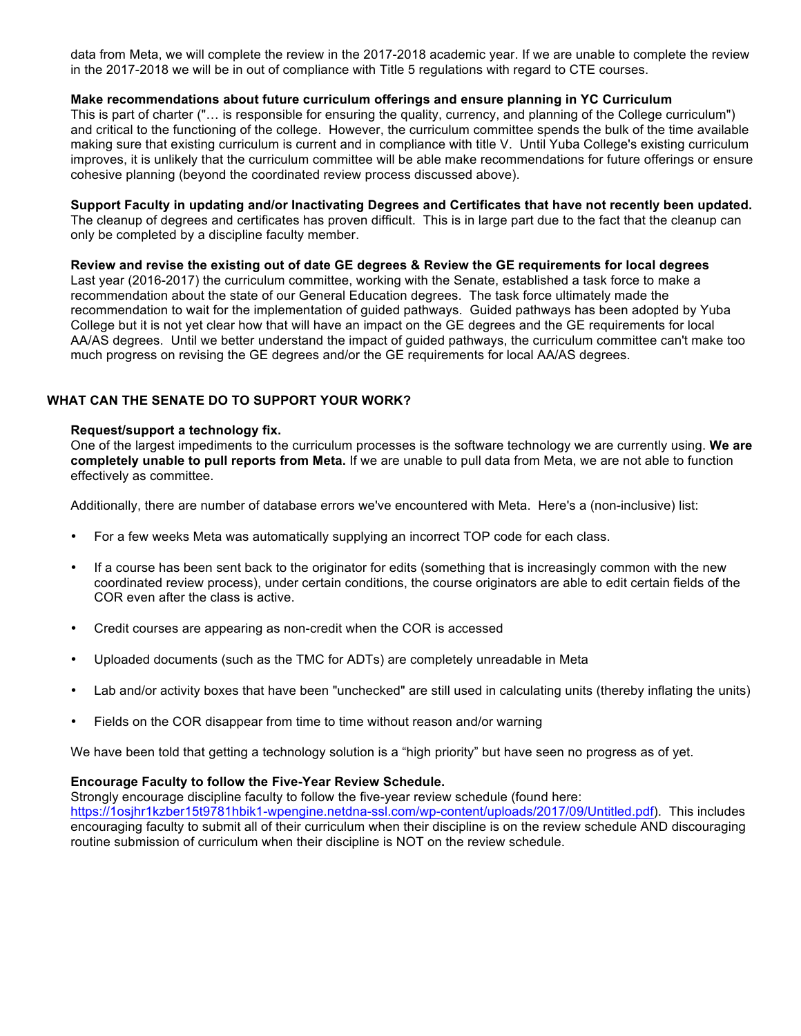data from Meta, we will complete the review in the 2017-2018 academic year. If we are unable to complete the review in the 2017-2018 we will be in out of compliance with Title 5 regulations with regard to CTE courses.

**Make recommendations about future curriculum offerings and ensure planning in YC Curriculum**
This is part of charter ("… is responsible for ensuring the quality, currency, and planning of the College curriculum") and critical to the functioning of the college. However, the curriculum committee spends the bulk of the time available making sure that existing curriculum is current and in compliance with title V. Until Yuba College's existing curriculum improves, it is unlikely that the curriculum committee will be able make recommendations for future offerings or ensure cohesive planning (beyond the coordinated review process discussed above).

**Support Faculty in updating and/or Inactivating Degrees and Certificates that have not recently been updated.**
The cleanup of degrees and certificates has proven difficult. This is in large part due to the fact that the cleanup can only be completed by a discipline faculty member.

**Review and revise the existing out of date GE degrees & Review the GE requirements for local degrees**
Last year (2016-2017) the curriculum committee, working with the Senate, established a task force to make a recommendation about the state of our General Education degrees. The task force ultimately made the recommendation to wait for the implementation of guided pathways. Guided pathways has been adopted by Yuba College but it is not yet clear how that will have an impact on the GE degrees and the GE requirements for local AA/AS degrees. Until we better understand the impact of guided pathways, the curriculum committee can't make too much progress on revising the GE degrees and/or the GE requirements for local AA/AS degrees.

## WHAT CAN THE SENATE DO TO SUPPORT YOUR WORK?

**Request/support a technology fix.**
One of the largest impediments to the curriculum processes is the software technology we are currently using. **We are completely unable to pull reports from Meta.** If we are unable to pull data from Meta, we are not able to function effectively as committee.

Additionally, there are number of database errors we've encountered with Meta. Here's a (non-inclusive) list:

- For a few weeks Meta was automatically supplying an incorrect TOP code for each class.
- If a course has been sent back to the originator for edits (something that is increasingly common with the new coordinated review process), under certain conditions, the course originators are able to edit certain fields of the COR even after the class is active.
- Credit courses are appearing as non-credit when the COR is accessed
- Uploaded documents (such as the TMC for ADTs) are completely unreadable in Meta
- Lab and/or activity boxes that have been "unchecked" are still used in calculating units (thereby inflating the units)
- Fields on the COR disappear from time to time without reason and/or warning

We have been told that getting a technology solution is a "high priority" but have seen no progress as of yet.

**Encourage Faculty to follow the Five-Year Review Schedule.**
Strongly encourage discipline faculty to follow the five-year review schedule (found here: https://1osjhr1kzber15t9781hbik1-wpengine.netdna-ssl.com/wp-content/uploads/2017/09/Untitled.pdf). This includes encouraging faculty to submit all of their curriculum when their discipline is on the review schedule AND discouraging routine submission of curriculum when their discipline is NOT on the review schedule.